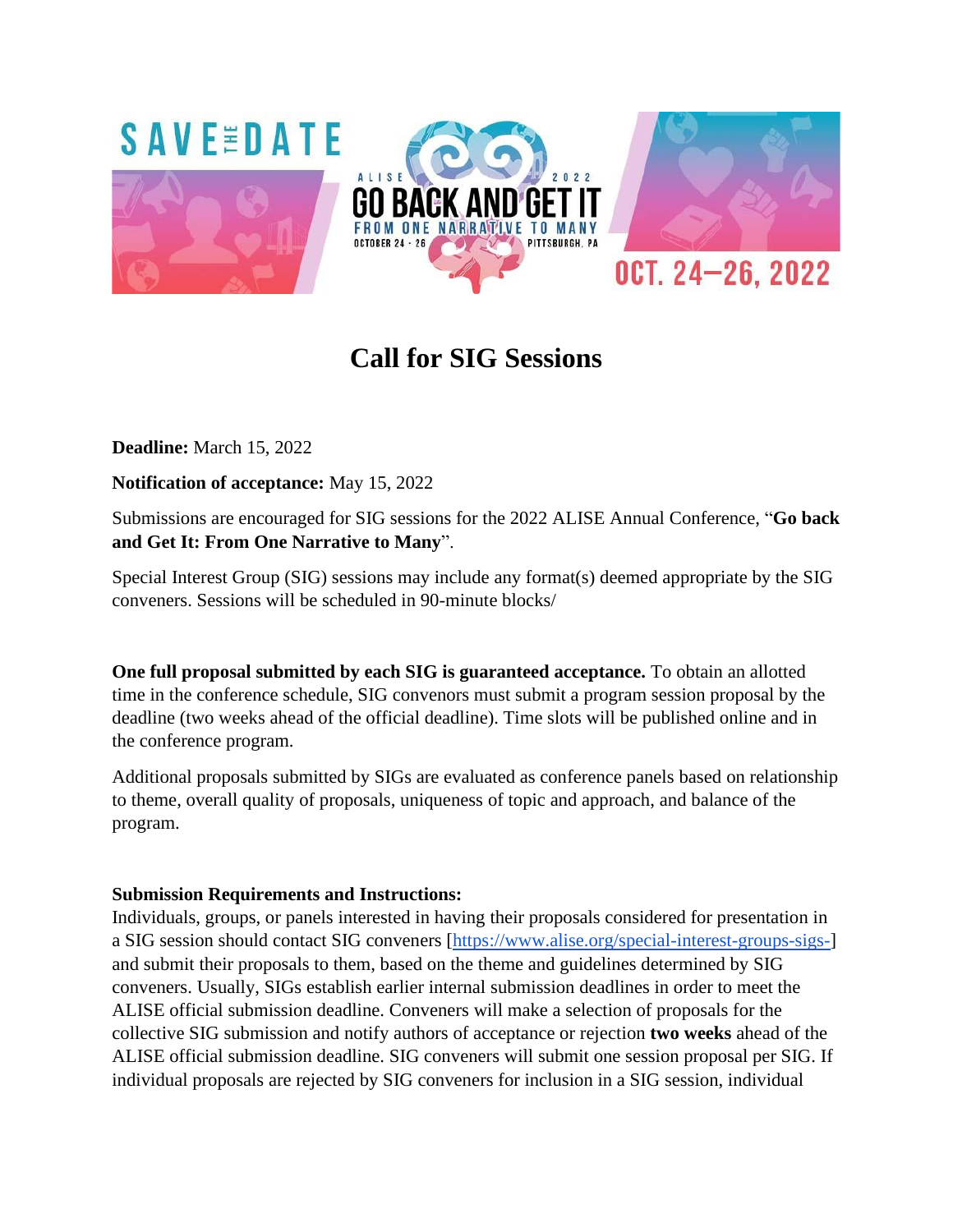SAVE THE DATE

ALISE 2022

GO BACK AND GET IT

FROM ONE NARRATIVE TO MANY

OCTOBER 24 - 26 PITTSBURGH, PA

OCT. 24–26, 2022

# Call for SIG Sessions

**Deadline:** March 15, 2022

**Notification of acceptance:** May 15, 2022

Submissions are encouraged for SIG sessions for the 2022 ALISE Annual Conference, "**Go back and Get It: From One Narrative to Many**".

Special Interest Group (SIG) sessions may include any format(s) deemed appropriate by the SIG conveners. Sessions will be scheduled in 90-minute blocks/

**One full proposal submitted by each SIG is guaranteed acceptance.** To obtain an allotted time in the conference schedule, SIG convenors must submit a program session proposal by the deadline (two weeks ahead of the official deadline). Time slots will be published online and in the conference program.

Additional proposals submitted by SIGs are evaluated as conference panels based on relationship to theme, overall quality of proposals, uniqueness of topic and approach, and balance of the program.

**Submission Requirements and Instructions:**

Individuals, groups, or panels interested in having their proposals considered for presentation in a SIG session should contact SIG conveners [https://www.alise.org/special-interest-groups-sigs-] and submit their proposals to them, based on the theme and guidelines determined by SIG conveners. Usually, SIGs establish earlier internal submission deadlines in order to meet the ALISE official submission deadline. Conveners will make a selection of proposals for the collective SIG submission and notify authors of acceptance or rejection **two weeks** ahead of the ALISE official submission deadline. SIG conveners will submit one session proposal per SIG. If individual proposals are rejected by SIG conveners for inclusion in a SIG session, individual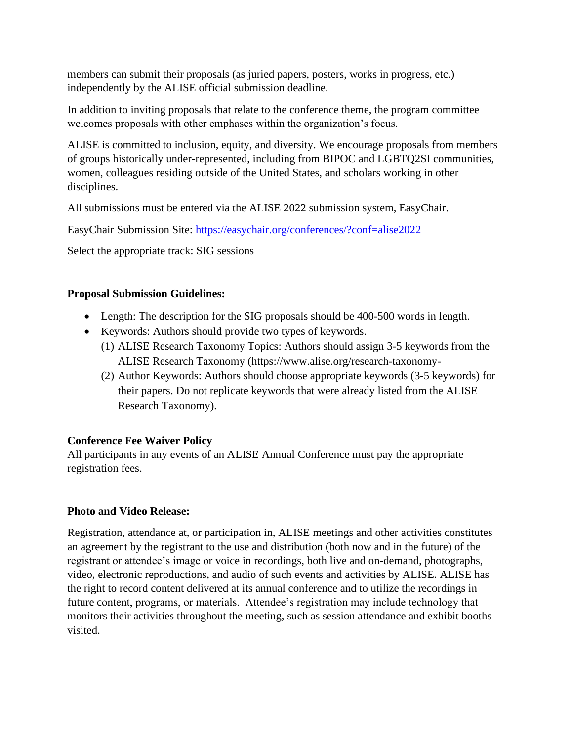members can submit their proposals (as juried papers, posters, works in progress, etc.) independently by the ALISE official submission deadline.

In addition to inviting proposals that relate to the conference theme, the program committee welcomes proposals with other emphases within the organization's focus.

ALISE is committed to inclusion, equity, and diversity. We encourage proposals from members of groups historically under-represented, including from BIPOC and LGBTQ2SI communities, women, colleagues residing outside of the United States, and scholars working in other disciplines.

All submissions must be entered via the ALISE 2022 submission system, EasyChair.

EasyChair Submission Site: https://easychair.org/conferences/?conf=alise2022

Select the appropriate track: SIG sessions

**Proposal Submission Guidelines:**

- Length: The description for the SIG proposals should be 400-500 words in length.
- Keywords: Authors should provide two types of keywords.
  (1) ALISE Research Taxonomy Topics: Authors should assign 3-5 keywords from the ALISE Research Taxonomy (https://www.alise.org/research-taxonomy-
  (2) Author Keywords: Authors should choose appropriate keywords (3-5 keywords) for their papers. Do not replicate keywords that were already listed from the ALISE Research Taxonomy).

**Conference Fee Waiver Policy**

All participants in any events of an ALISE Annual Conference must pay the appropriate registration fees.

**Photo and Video Release:**

Registration, attendance at, or participation in, ALISE meetings and other activities constitutes an agreement by the registrant to the use and distribution (both now and in the future) of the registrant or attendee's image or voice in recordings, both live and on-demand, photographs, video, electronic reproductions, and audio of such events and activities by ALISE. ALISE has the right to record content delivered at its annual conference and to utilize the recordings in future content, programs, or materials. Attendee's registration may include technology that monitors their activities throughout the meeting, such as session attendance and exhibit booths visited.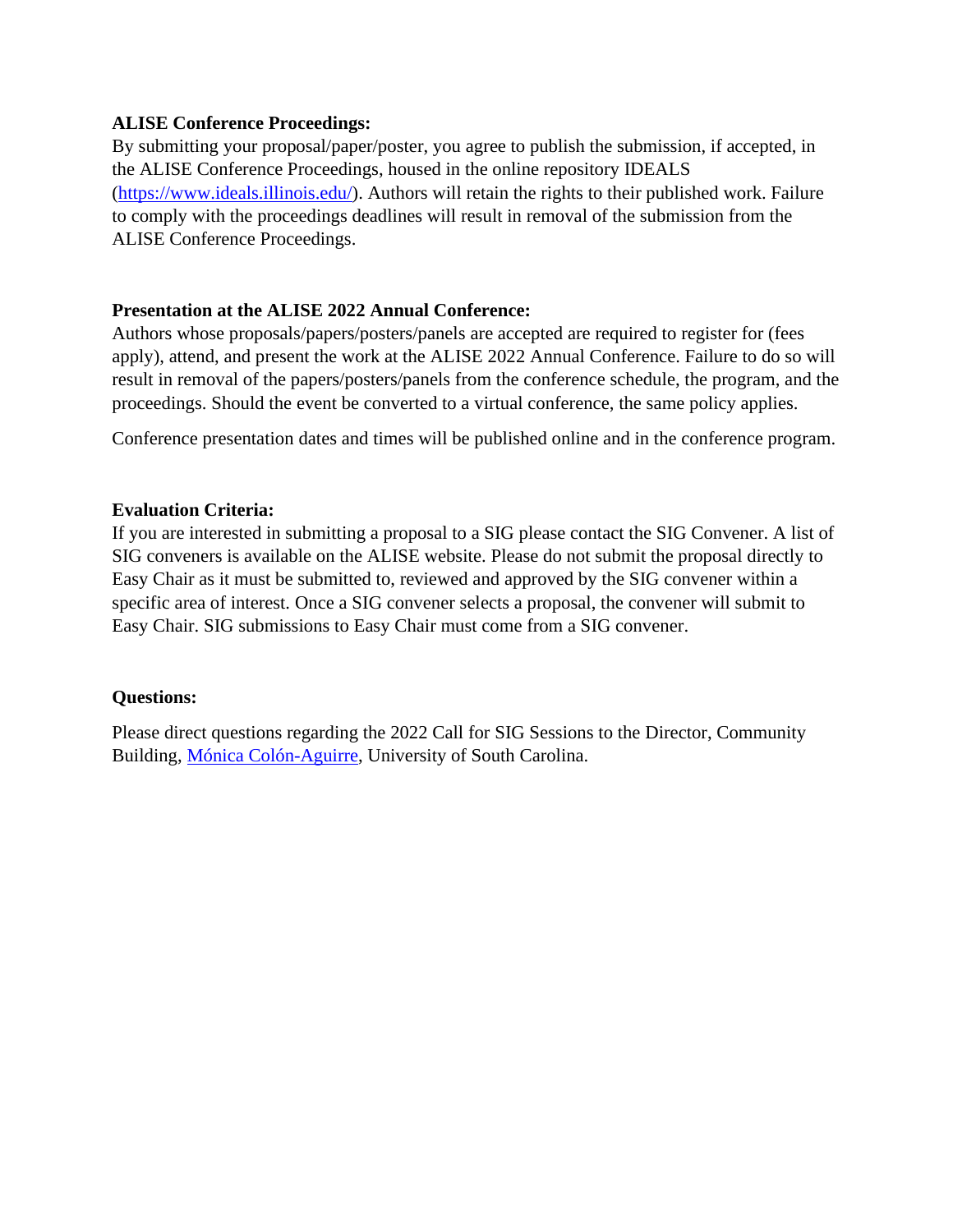**ALISE Conference Proceedings:**
By submitting your proposal/paper/poster, you agree to publish the submission, if accepted, in the ALISE Conference Proceedings, housed in the online repository IDEALS (https://www.ideals.illinois.edu/). Authors will retain the rights to their published work. Failure to comply with the proceedings deadlines will result in removal of the submission from the ALISE Conference Proceedings.

**Presentation at the ALISE 2022 Annual Conference:**
Authors whose proposals/papers/posters/panels are accepted are required to register for (fees apply), attend, and present the work at the ALISE 2022 Annual Conference. Failure to do so will result in removal of the papers/posters/panels from the conference schedule, the program, and the proceedings. Should the event be converted to a virtual conference, the same policy applies.

Conference presentation dates and times will be published online and in the conference program.

**Evaluation Criteria:**
If you are interested in submitting a proposal to a SIG please contact the SIG Convener. A list of SIG conveners is available on the ALISE website. Please do not submit the proposal directly to Easy Chair as it must be submitted to, reviewed and approved by the SIG convener within a specific area of interest. Once a SIG convener selects a proposal, the convener will submit to Easy Chair. SIG submissions to Easy Chair must come from a SIG convener.

**Questions:**

Please direct questions regarding the 2022 Call for SIG Sessions to the Director, Community Building, Mónica Colón-Aguirre, University of South Carolina.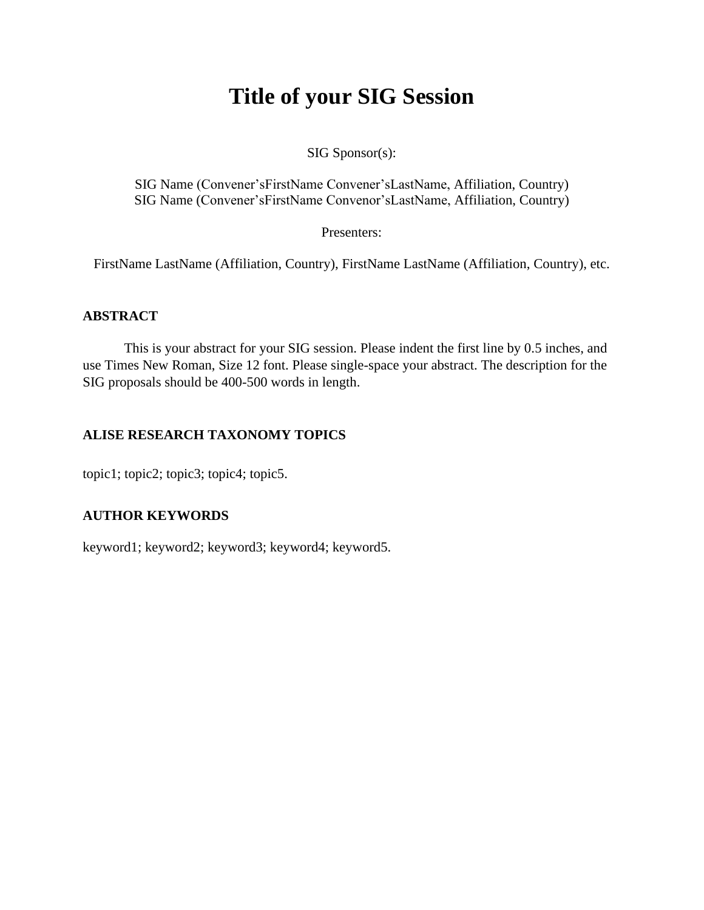# Title of your SIG Session

SIG Sponsor(s):

SIG Name (Convener'sFirstName Convener'sLastName, Affiliation, Country)
SIG Name (Convener'sFirstName Convenor'sLastName, Affiliation, Country)

Presenters:

FirstName LastName (Affiliation, Country), FirstName LastName (Affiliation, Country), etc.

## ABSTRACT

This is your abstract for your SIG session. Please indent the first line by 0.5 inches, and use Times New Roman, Size 12 font. Please single-space your abstract. The description for the SIG proposals should be 400-500 words in length.

## ALISE RESEARCH TAXONOMY TOPICS

topic1; topic2; topic3; topic4; topic5.

## AUTHOR KEYWORDS

keyword1; keyword2; keyword3; keyword4; keyword5.